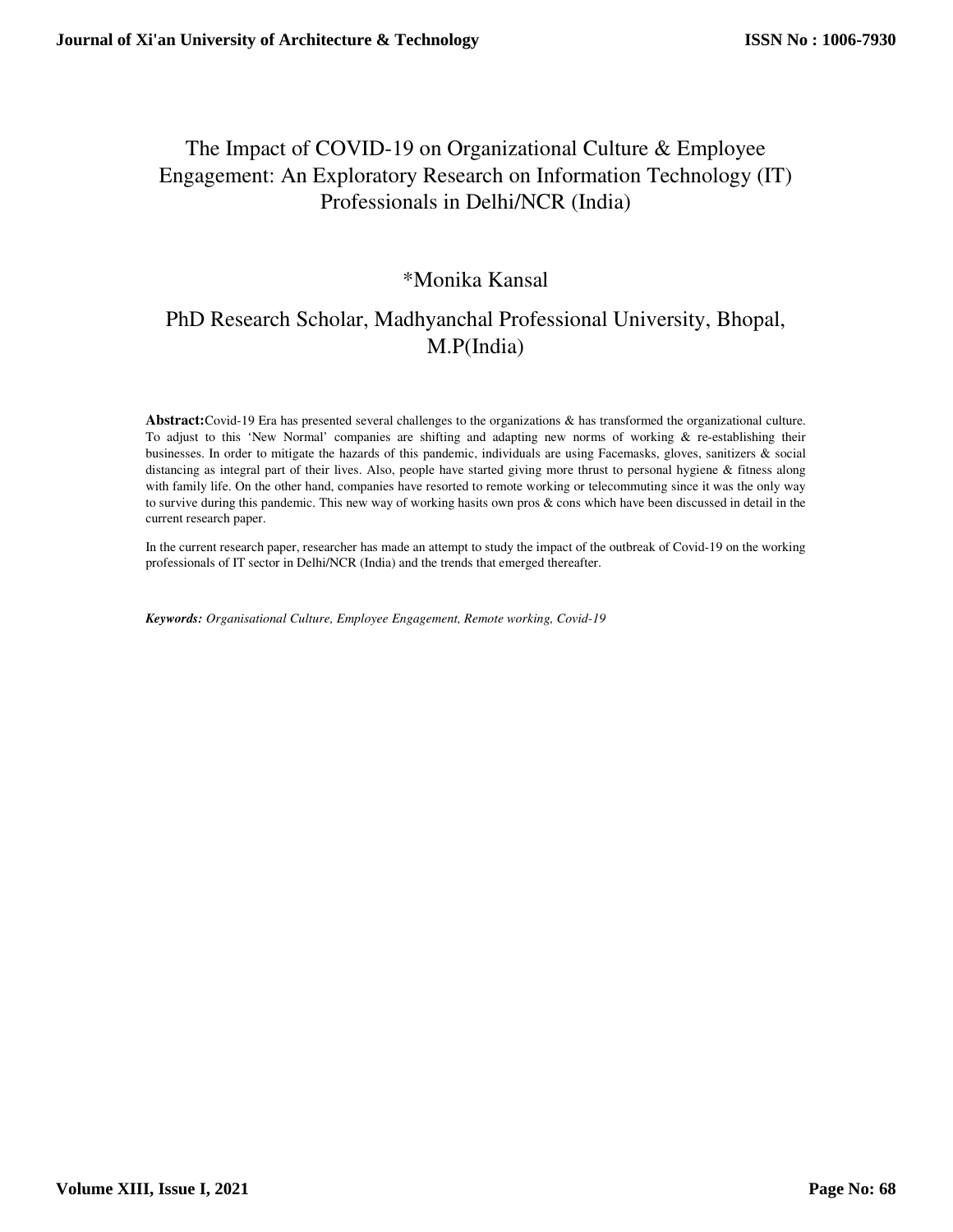# The Impact of COVID-19 on Organizational Culture & Employee Engagement: An Exploratory Research on Information Technology (IT) Professionals in Delhi/NCR (India)

*Monika Kansal

PhD Research Scholar, Madhyanchal Professional University, Bhopal, M.P(India)

**Abstract:**Covid-19 Era has presented several challenges to the organizations & has transformed the organizational culture. To adjust to this 'New Normal' companies are shifting and adapting new norms of working & re-establishing their businesses. In order to mitigate the hazards of this pandemic, individuals are using Facemasks, gloves, sanitizers & social distancing as integral part of their lives. Also, people have started giving more thrust to personal hygiene & fitness along with family life. On the other hand, companies have resorted to remote working or telecommuting since it was the only way to survive during this pandemic. This new way of working hasits own pros & cons which have been discussed in detail in the current research paper.

In the current research paper, researcher has made an attempt to study the impact of the outbreak of Covid-19 on the working professionals of IT sector in Delhi/NCR (India) and the trends that emerged thereafter.

***Keywords:*** *Organisational Culture, Employee Engagement, Remote working, Covid-19*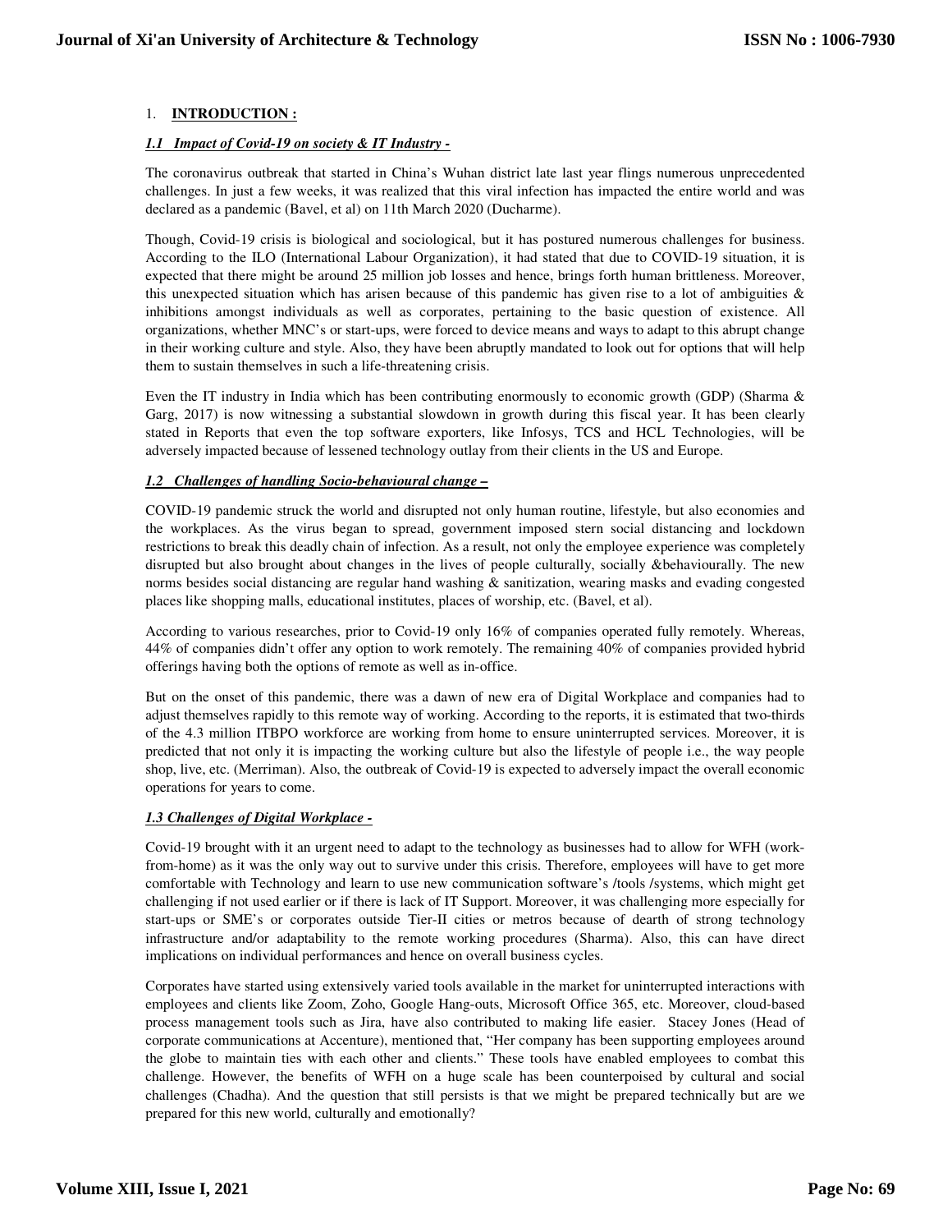## 1. **INTRODUCTION :**

### ***1.1 Impact of Covid-19 on society & IT Industry -***

The coronavirus outbreak that started in China's Wuhan district late last year flings numerous unprecedented challenges. In just a few weeks, it was realized that this viral infection has impacted the entire world and was declared as a pandemic (Bavel, et al) on 11th March 2020 (Ducharme).

Though, Covid-19 crisis is biological and sociological, but it has postured numerous challenges for business. According to the ILO (International Labour Organization), it had stated that due to COVID-19 situation, it is expected that there might be around 25 million job losses and hence, brings forth human brittleness. Moreover, this unexpected situation which has arisen because of this pandemic has given rise to a lot of ambiguities & inhibitions amongst individuals as well as corporates, pertaining to the basic question of existence. All organizations, whether MNC's or start-ups, were forced to device means and ways to adapt to this abrupt change in their working culture and style. Also, they have been abruptly mandated to look out for options that will help them to sustain themselves in such a life-threatening crisis.

Even the IT industry in India which has been contributing enormously to economic growth (GDP) (Sharma & Garg, 2017) is now witnessing a substantial slowdown in growth during this fiscal year. It has been clearly stated in Reports that even the top software exporters, like Infosys, TCS and HCL Technologies, will be adversely impacted because of lessened technology outlay from their clients in the US and Europe.

### ***1.2 Challenges of handling Socio-behavioural change –***

COVID-19 pandemic struck the world and disrupted not only human routine, lifestyle, but also economies and the workplaces. As the virus began to spread, government imposed stern social distancing and lockdown restrictions to break this deadly chain of infection. As a result, not only the employee experience was completely disrupted but also brought about changes in the lives of people culturally, socially &behaviourally. The new norms besides social distancing are regular hand washing & sanitization, wearing masks and evading congested places like shopping malls, educational institutes, places of worship, etc. (Bavel, et al).

According to various researches, prior to Covid-19 only 16% of companies operated fully remotely. Whereas, 44% of companies didn't offer any option to work remotely. The remaining 40% of companies provided hybrid offerings having both the options of remote as well as in-office.

But on the onset of this pandemic, there was a dawn of new era of Digital Workplace and companies had to adjust themselves rapidly to this remote way of working. According to the reports, it is estimated that two-thirds of the 4.3 million ITBPO workforce are working from home to ensure uninterrupted services. Moreover, it is predicted that not only it is impacting the working culture but also the lifestyle of people i.e., the way people shop, live, etc. (Merriman). Also, the outbreak of Covid-19 is expected to adversely impact the overall economic operations for years to come.

### ***1.3 Challenges of Digital Workplace -***

Covid-19 brought with it an urgent need to adapt to the technology as businesses had to allow for WFH (work-from-home) as it was the only way out to survive under this crisis. Therefore, employees will have to get more comfortable with Technology and learn to use new communication software's /tools /systems, which might get challenging if not used earlier or if there is lack of IT Support. Moreover, it was challenging more especially for start-ups or SME's or corporates outside Tier-II cities or metros because of dearth of strong technology infrastructure and/or adaptability to the remote working procedures (Sharma). Also, this can have direct implications on individual performances and hence on overall business cycles.

Corporates have started using extensively varied tools available in the market for uninterrupted interactions with employees and clients like Zoom, Zoho, Google Hang-outs, Microsoft Office 365, etc. Moreover, cloud-based process management tools such as Jira, have also contributed to making life easier. Stacey Jones (Head of corporate communications at Accenture), mentioned that, "Her company has been supporting employees around the globe to maintain ties with each other and clients." These tools have enabled employees to combat this challenge. However, the benefits of WFH on a huge scale has been counterpoised by cultural and social challenges (Chadha). And the question that still persists is that we might be prepared technically but are we prepared for this new world, culturally and emotionally?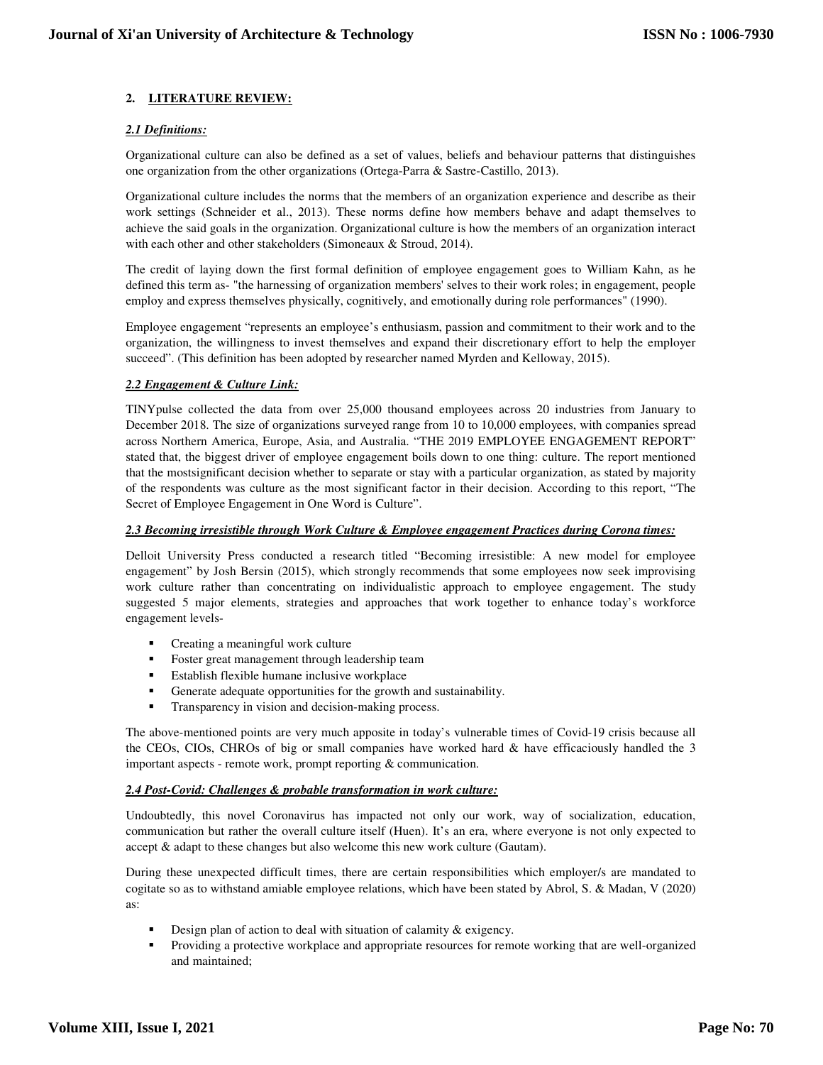## 2. LITERATURE REVIEW:

### *2.1 Definitions:*

Organizational culture can also be defined as a set of values, beliefs and behaviour patterns that distinguishes one organization from the other organizations (Ortega-Parra & Sastre-Castillo, 2013).

Organizational culture includes the norms that the members of an organization experience and describe as their work settings (Schneider et al., 2013). These norms define how members behave and adapt themselves to achieve the said goals in the organization. Organizational culture is how the members of an organization interact with each other and other stakeholders (Simoneaux & Stroud, 2014).

The credit of laying down the first formal definition of employee engagement goes to William Kahn, as he defined this term as- "the harnessing of organization members' selves to their work roles; in engagement, people employ and express themselves physically, cognitively, and emotionally during role performances" (1990).

Employee engagement "represents an employee's enthusiasm, passion and commitment to their work and to the organization, the willingness to invest themselves and expand their discretionary effort to help the employer succeed". (This definition has been adopted by researcher named Myrden and Kelloway, 2015).

### *2.2 Engagement & Culture Link:*

TINYpulse collected the data from over 25,000 thousand employees across 20 industries from January to December 2018. The size of organizations surveyed range from 10 to 10,000 employees, with companies spread across Northern America, Europe, Asia, and Australia. "THE 2019 EMPLOYEE ENGAGEMENT REPORT" stated that, the biggest driver of employee engagement boils down to one thing: culture. The report mentioned that the mostsignificant decision whether to separate or stay with a particular organization, as stated by majority of the respondents was culture as the most significant factor in their decision. According to this report, "The Secret of Employee Engagement in One Word is Culture".

### *2.3 Becoming irresistible through Work Culture & Employee engagement Practices during Corona times:*

Delloit University Press conducted a research titled "Becoming irresistible: A new model for employee engagement" by Josh Bersin (2015), which strongly recommends that some employees now seek improvising work culture rather than concentrating on individualistic approach to employee engagement. The study suggested 5 major elements, strategies and approaches that work together to enhance today's workforce engagement levels-

- Creating a meaningful work culture
- Foster great management through leadership team
- Establish flexible humane inclusive workplace
- Generate adequate opportunities for the growth and sustainability.
- Transparency in vision and decision-making process.

The above-mentioned points are very much apposite in today's vulnerable times of Covid-19 crisis because all the CEOs, CIOs, CHROs of big or small companies have worked hard & have efficaciously handled the 3 important aspects - remote work, prompt reporting & communication.

### *2.4 Post-Covid: Challenges & probable transformation in work culture:*

Undoubtedly, this novel Coronavirus has impacted not only our work, way of socialization, education, communication but rather the overall culture itself (Huen). It's an era, where everyone is not only expected to accept & adapt to these changes but also welcome this new work culture (Gautam).

During these unexpected difficult times, there are certain responsibilities which employer/s are mandated to cogitate so as to withstand amiable employee relations, which have been stated by Abrol, S. & Madan, V (2020) as:

- Design plan of action to deal with situation of calamity & exigency.
- Providing a protective workplace and appropriate resources for remote working that are well-organized and maintained;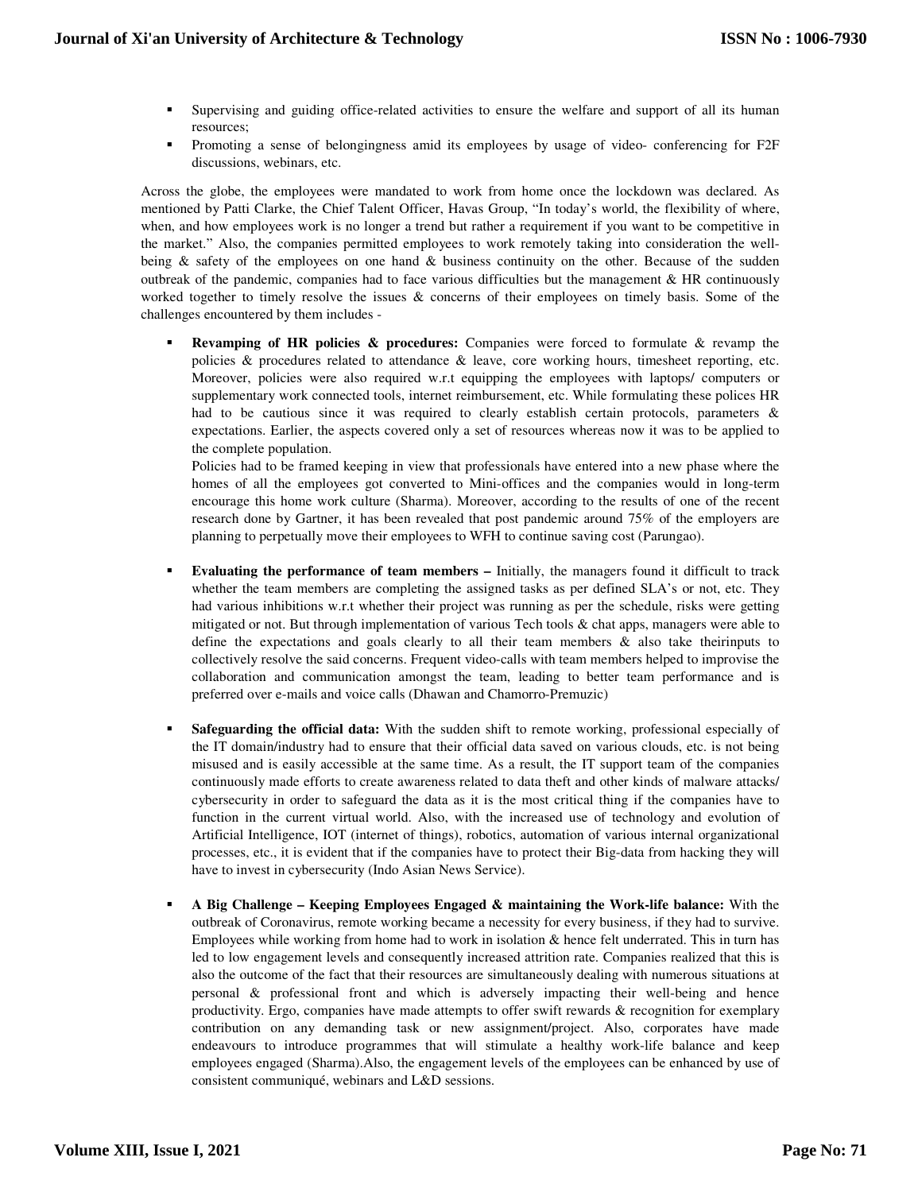- Supervising and guiding office-related activities to ensure the welfare and support of all its human resources;
- Promoting a sense of belongingness amid its employees by usage of video- conferencing for F2F discussions, webinars, etc.

Across the globe, the employees were mandated to work from home once the lockdown was declared. As mentioned by Patti Clarke, the Chief Talent Officer, Havas Group, "In today's world, the flexibility of where, when, and how employees work is no longer a trend but rather a requirement if you want to be competitive in the market." Also, the companies permitted employees to work remotely taking into consideration the well-being & safety of the employees on one hand & business continuity on the other. Because of the sudden outbreak of the pandemic, companies had to face various difficulties but the management & HR continuously worked together to timely resolve the issues & concerns of their employees on timely basis. Some of the challenges encountered by them includes -

- **Revamping of HR policies & procedures:** Companies were forced to formulate & revamp the policies & procedures related to attendance & leave, core working hours, timesheet reporting, etc. Moreover, policies were also required w.r.t equipping the employees with laptops/ computers or supplementary work connected tools, internet reimbursement, etc. While formulating these polices HR had to be cautious since it was required to clearly establish certain protocols, parameters & expectations. Earlier, the aspects covered only a set of resources whereas now it was to be applied to the complete population.

  Policies had to be framed keeping in view that professionals have entered into a new phase where the homes of all the employees got converted to Mini-offices and the companies would in long-term encourage this home work culture (Sharma). Moreover, according to the results of one of the recent research done by Gartner, it has been revealed that post pandemic around 75% of the employers are planning to perpetually move their employees to WFH to continue saving cost (Parungao).

- **Evaluating the performance of team members –** Initially, the managers found it difficult to track whether the team members are completing the assigned tasks as per defined SLA's or not, etc. They had various inhibitions w.r.t whether their project was running as per the schedule, risks were getting mitigated or not. But through implementation of various Tech tools & chat apps, managers were able to define the expectations and goals clearly to all their team members & also take theirinputs to collectively resolve the said concerns. Frequent video-calls with team members helped to improvise the collaboration and communication amongst the team, leading to better team performance and is preferred over e-mails and voice calls (Dhawan and Chamorro-Premuzic)

- **Safeguarding the official data:** With the sudden shift to remote working, professional especially of the IT domain/industry had to ensure that their official data saved on various clouds, etc. is not being misused and is easily accessible at the same time. As a result, the IT support team of the companies continuously made efforts to create awareness related to data theft and other kinds of malware attacks/ cybersecurity in order to safeguard the data as it is the most critical thing if the companies have to function in the current virtual world. Also, with the increased use of technology and evolution of Artificial Intelligence, IOT (internet of things), robotics, automation of various internal organizational processes, etc., it is evident that if the companies have to protect their Big-data from hacking they will have to invest in cybersecurity (Indo Asian News Service).

- **A Big Challenge – Keeping Employees Engaged & maintaining the Work-life balance:** With the outbreak of Coronavirus, remote working became a necessity for every business, if they had to survive. Employees while working from home had to work in isolation & hence felt underrated. This in turn has led to low engagement levels and consequently increased attrition rate. Companies realized that this is also the outcome of the fact that their resources are simultaneously dealing with numerous situations at personal & professional front and which is adversely impacting their well-being and hence productivity. Ergo, companies have made attempts to offer swift rewards & recognition for exemplary contribution on any demanding task or new assignment/project. Also, corporates have made endeavours to introduce programmes that will stimulate a healthy work-life balance and keep employees engaged (Sharma).Also, the engagement levels of the employees can be enhanced by use of consistent communiqué, webinars and L&D sessions.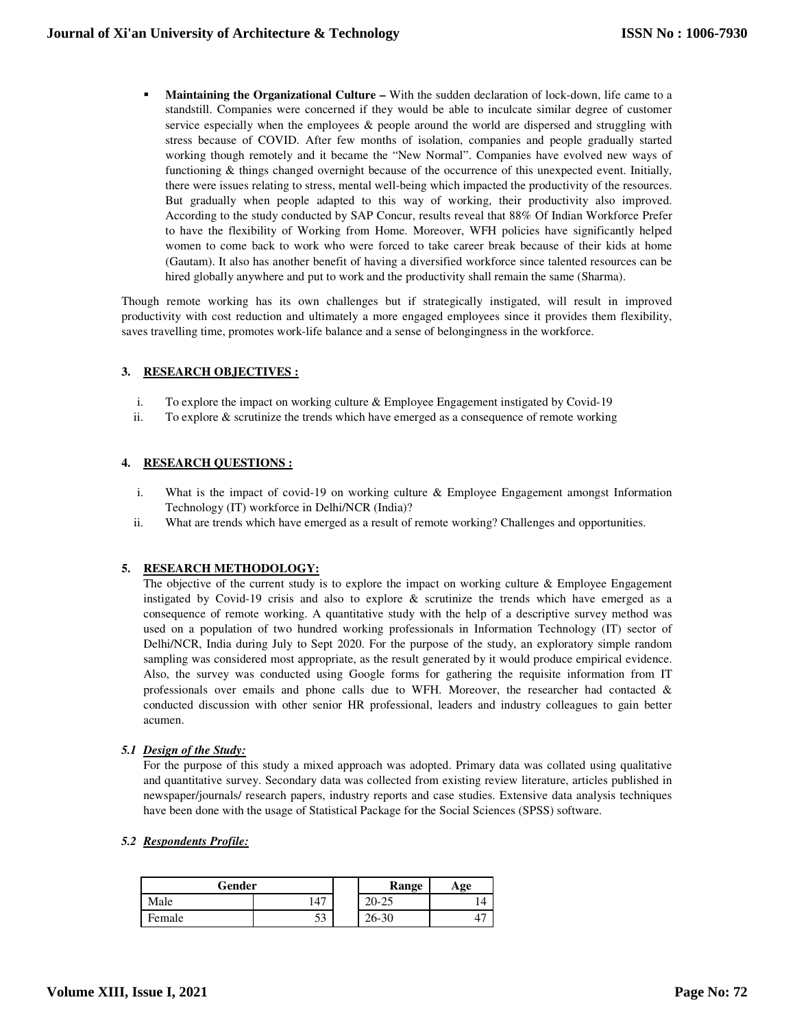- **Maintaining the Organizational Culture –** With the sudden declaration of lock-down, life came to a standstill. Companies were concerned if they would be able to inculcate similar degree of customer service especially when the employees & people around the world are dispersed and struggling with stress because of COVID. After few months of isolation, companies and people gradually started working though remotely and it became the "New Normal". Companies have evolved new ways of functioning & things changed overnight because of the occurrence of this unexpected event. Initially, there were issues relating to stress, mental well-being which impacted the productivity of the resources. But gradually when people adapted to this way of working, their productivity also improved. According to the study conducted by SAP Concur, results reveal that 88% Of Indian Workforce Prefer to have the flexibility of Working from Home. Moreover, WFH policies have significantly helped women to come back to work who were forced to take career break because of their kids at home (Gautam). It also has another benefit of having a diversified workforce since talented resources can be hired globally anywhere and put to work and the productivity shall remain the same (Sharma).

Though remote working has its own challenges but if strategically instigated, will result in improved productivity with cost reduction and ultimately a more engaged employees since it provides them flexibility, saves travelling time, promotes work-life balance and a sense of belongingness in the workforce.

## 3. RESEARCH OBJECTIVES :

i. To explore the impact on working culture & Employee Engagement instigated by Covid-19
ii. To explore & scrutinize the trends which have emerged as a consequence of remote working

## 4. RESEARCH QUESTIONS :

i. What is the impact of covid-19 on working culture & Employee Engagement amongst Information Technology (IT) workforce in Delhi/NCR (India)?
ii. What are trends which have emerged as a result of remote working? Challenges and opportunities.

## 5. RESEARCH METHODOLOGY:

The objective of the current study is to explore the impact on working culture & Employee Engagement instigated by Covid-19 crisis and also to explore & scrutinize the trends which have emerged as a consequence of remote working. A quantitative study with the help of a descriptive survey method was used on a population of two hundred working professionals in Information Technology (IT) sector of Delhi/NCR, India during July to Sept 2020. For the purpose of the study, an exploratory simple random sampling was considered most appropriate, as the result generated by it would produce empirical evidence. Also, the survey was conducted using Google forms for gathering the requisite information from IT professionals over emails and phone calls due to WFH. Moreover, the researcher had contacted & conducted discussion with other senior HR professional, leaders and industry colleagues to gain better acumen.

### *5.1 Design of the Study:*

For the purpose of this study a mixed approach was adopted. Primary data was collated using qualitative and quantitative survey. Secondary data was collected from existing review literature, articles published in newspaper/journals/ research papers, industry reports and case studies. Extensive data analysis techniques have been done with the usage of Statistical Package for the Social Sciences (SPSS) software.

### *5.2 Respondents Profile:*

| Gender | |
|---|---|
| Male | 147 |
| Female | 53 |

| Range | Age |
|---|---|
| 20-25 | 14 |
| 26-30 | 47 |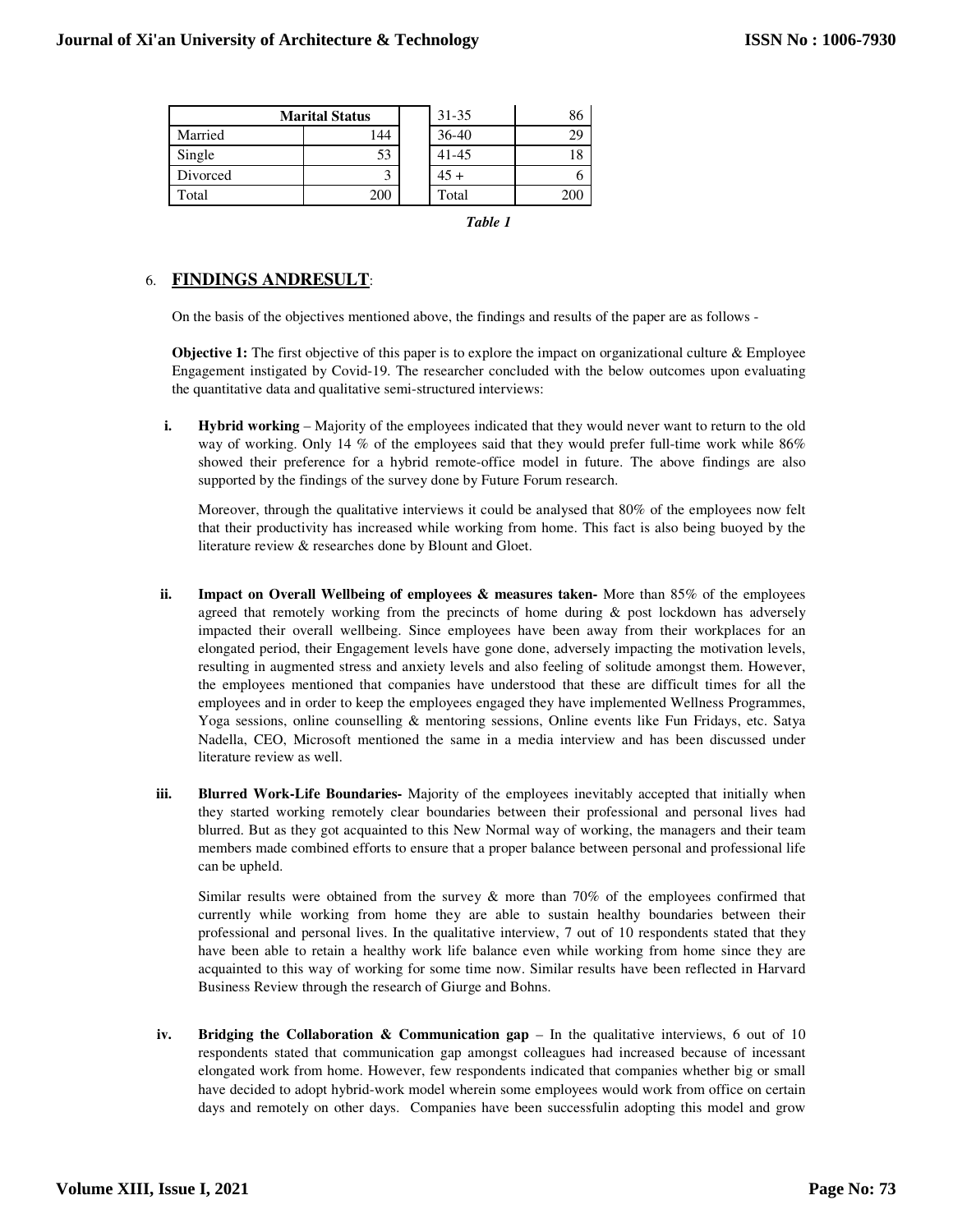| Marital Status | | | | |
|---|---|---|---|---|
| Married | 144 | | 31-35 | 86 |
| Single | 53 | | 36-40 | 29 |
| Divorced | 3 | | 41-45 | 18 |
| | | | 45 + | 6 |
| Total | 200 | | Total | 200 |

*Table 1*

## 6. FINDINGS ANDRESULT:

On the basis of the objectives mentioned above, the findings and results of the paper are as follows -

**Objective 1:** The first objective of this paper is to explore the impact on organizational culture & Employee Engagement instigated by Covid-19. The researcher concluded with the below outcomes upon evaluating the quantitative data and qualitative semi-structured interviews:

**i. Hybrid working** – Majority of the employees indicated that they would never want to return to the old way of working. Only 14 % of the employees said that they would prefer full-time work while 86% showed their preference for a hybrid remote-office model in future. The above findings are also supported by the findings of the survey done by Future Forum research.

Moreover, through the qualitative interviews it could be analysed that 80% of the employees now felt that their productivity has increased while working from home. This fact is also being buoyed by the literature review & researches done by Blount and Gloet.

**ii. Impact on Overall Wellbeing of employees & measures taken-** More than 85% of the employees agreed that remotely working from the precincts of home during & post lockdown has adversely impacted their overall wellbeing. Since employees have been away from their workplaces for an elongated period, their Engagement levels have gone done, adversely impacting the motivation levels, resulting in augmented stress and anxiety levels and also feeling of solitude amongst them. However, the employees mentioned that companies have understood that these are difficult times for all the employees and in order to keep the employees engaged they have implemented Wellness Programmes, Yoga sessions, online counselling & mentoring sessions, Online events like Fun Fridays, etc. Satya Nadella, CEO, Microsoft mentioned the same in a media interview and has been discussed under literature review as well.

**iii. Blurred Work-Life Boundaries-** Majority of the employees inevitably accepted that initially when they started working remotely clear boundaries between their professional and personal lives had blurred. But as they got acquainted to this New Normal way of working, the managers and their team members made combined efforts to ensure that a proper balance between personal and professional life can be upheld.

Similar results were obtained from the survey & more than 70% of the employees confirmed that currently while working from home they are able to sustain healthy boundaries between their professional and personal lives. In the qualitative interview, 7 out of 10 respondents stated that they have been able to retain a healthy work life balance even while working from home since they are acquainted to this way of working for some time now. Similar results have been reflected in Harvard Business Review through the research of Giurge and Bohns.

**iv. Bridging the Collaboration & Communication gap** – In the qualitative interviews, 6 out of 10 respondents stated that communication gap amongst colleagues had increased because of incessant elongated work from home. However, few respondents indicated that companies whether big or small have decided to adopt hybrid-work model wherein some employees would work from office on certain days and remotely on other days. Companies have been successfulin adopting this model and grow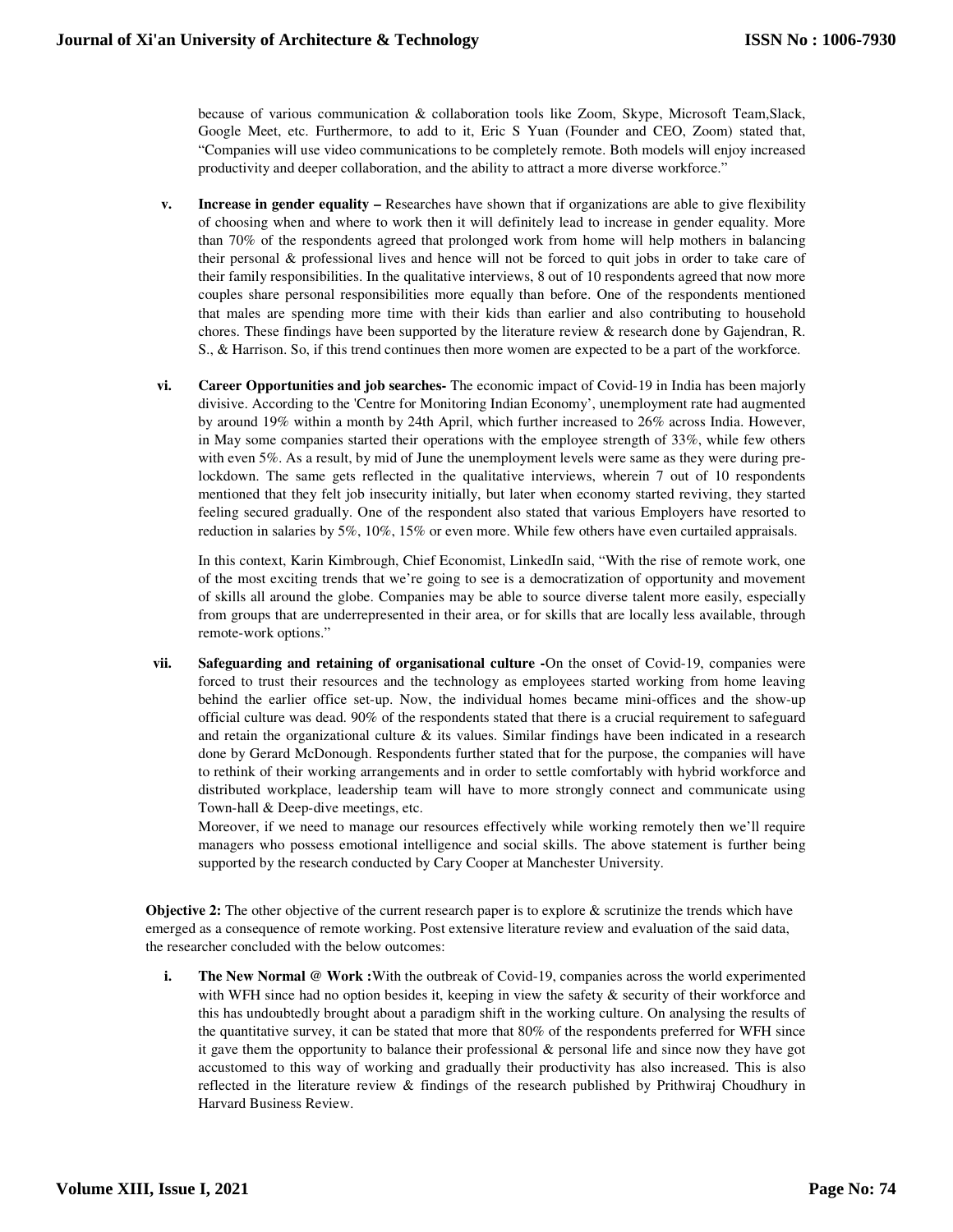because of various communication & collaboration tools like Zoom, Skype, Microsoft Team,Slack, Google Meet, etc. Furthermore, to add to it, Eric S Yuan (Founder and CEO, Zoom) stated that, "Companies will use video communications to be completely remote. Both models will enjoy increased productivity and deeper collaboration, and the ability to attract a more diverse workforce."

v. **Increase in gender equality –** Researches have shown that if organizations are able to give flexibility of choosing when and where to work then it will definitely lead to increase in gender equality. More than 70% of the respondents agreed that prolonged work from home will help mothers in balancing their personal & professional lives and hence will not be forced to quit jobs in order to take care of their family responsibilities. In the qualitative interviews, 8 out of 10 respondents agreed that now more couples share personal responsibilities more equally than before. One of the respondents mentioned that males are spending more time with their kids than earlier and also contributing to household chores. These findings have been supported by the literature review & research done by Gajendran, R. S., & Harrison. So, if this trend continues then more women are expected to be a part of the workforce.

vi. **Career Opportunities and job searches-** The economic impact of Covid-19 in India has been majorly divisive. According to the 'Centre for Monitoring Indian Economy', unemployment rate had augmented by around 19% within a month by 24th April, which further increased to 26% across India. However, in May some companies started their operations with the employee strength of 33%, while few others with even 5%. As a result, by mid of June the unemployment levels were same as they were during pre-lockdown. The same gets reflected in the qualitative interviews, wherein 7 out of 10 respondents mentioned that they felt job insecurity initially, but later when economy started reviving, they started feeling secured gradually. One of the respondent also stated that various Employers have resorted to reduction in salaries by 5%, 10%, 15% or even more. While few others have even curtailed appraisals.

   In this context, Karin Kimbrough, Chief Economist, LinkedIn said, "With the rise of remote work, one of the most exciting trends that we're going to see is a democratization of opportunity and movement of skills all around the globe. Companies may be able to source diverse talent more easily, especially from groups that are underrepresented in their area, or for skills that are locally less available, through remote-work options."

vii. **Safeguarding and retaining of organisational culture -**On the onset of Covid-19, companies were forced to trust their resources and the technology as employees started working from home leaving behind the earlier office set-up. Now, the individual homes became mini-offices and the show-up official culture was dead. 90% of the respondents stated that there is a crucial requirement to safeguard and retain the organizational culture & its values. Similar findings have been indicated in a research done by Gerard McDonough. Respondents further stated that for the purpose, the companies will have to rethink of their working arrangements and in order to settle comfortably with hybrid workforce and distributed workplace, leadership team will have to more strongly connect and communicate using Town-hall & Deep-dive meetings, etc.

   Moreover, if we need to manage our resources effectively while working remotely then we'll require managers who possess emotional intelligence and social skills. The above statement is further being supported by the research conducted by Cary Cooper at Manchester University.

**Objective 2:** The other objective of the current research paper is to explore & scrutinize the trends which have emerged as a consequence of remote working. Post extensive literature review and evaluation of the said data, the researcher concluded with the below outcomes:

i. **The New Normal @ Work :**With the outbreak of Covid-19, companies across the world experimented with WFH since had no option besides it, keeping in view the safety & security of their workforce and this has undoubtedly brought about a paradigm shift in the working culture. On analysing the results of the quantitative survey, it can be stated that more that 80% of the respondents preferred for WFH since it gave them the opportunity to balance their professional & personal life and since now they have got accustomed to this way of working and gradually their productivity has also increased. This is also reflected in the literature review & findings of the research published by Prithwiraj Choudhury in Harvard Business Review.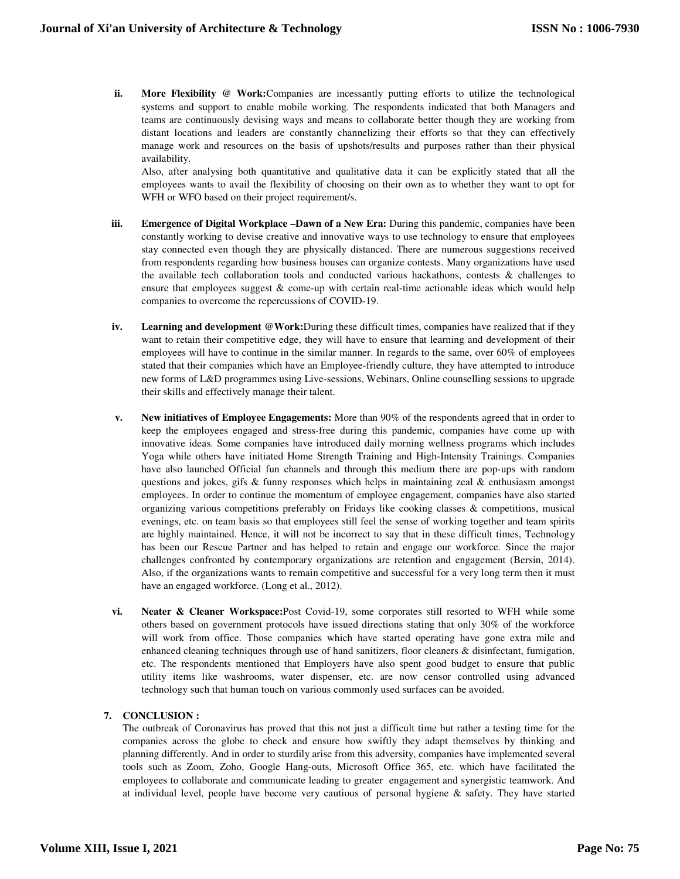ii. **More Flexibility @ Work:**Companies are incessantly putting efforts to utilize the technological systems and support to enable mobile working. The respondents indicated that both Managers and teams are continuously devising ways and means to collaborate better though they are working from distant locations and leaders are constantly channelizing their efforts so that they can effectively manage work and resources on the basis of upshots/results and purposes rather than their physical availability.

    Also, after analysing both quantitative and qualitative data it can be explicitly stated that all the employees wants to avail the flexibility of choosing on their own as to whether they want to opt for WFH or WFO based on their project requirement/s.

iii. **Emergence of Digital Workplace –Dawn of a New Era:** During this pandemic, companies have been constantly working to devise creative and innovative ways to use technology to ensure that employees stay connected even though they are physically distanced. There are numerous suggestions received from respondents regarding how business houses can organize contests. Many organizations have used the available tech collaboration tools and conducted various hackathons, contests & challenges to ensure that employees suggest & come-up with certain real-time actionable ideas which would help companies to overcome the repercussions of COVID-19.

iv. **Learning and development @Work:**During these difficult times, companies have realized that if they want to retain their competitive edge, they will have to ensure that learning and development of their employees will have to continue in the similar manner. In regards to the same, over 60% of employees stated that their companies which have an Employee-friendly culture, they have attempted to introduce new forms of L&D programmes using Live-sessions, Webinars, Online counselling sessions to upgrade their skills and effectively manage their talent.

v. **New initiatives of Employee Engagements:** More than 90% of the respondents agreed that in order to keep the employees engaged and stress-free during this pandemic, companies have come up with innovative ideas. Some companies have introduced daily morning wellness programs which includes Yoga while others have initiated Home Strength Training and High-Intensity Trainings. Companies have also launched Official fun channels and through this medium there are pop-ups with random questions and jokes, gifs & funny responses which helps in maintaining zeal & enthusiasm amongst employees. In order to continue the momentum of employee engagement, companies have also started organizing various competitions preferably on Fridays like cooking classes & competitions, musical evenings, etc. on team basis so that employees still feel the sense of working together and team spirits are highly maintained. Hence, it will not be incorrect to say that in these difficult times, Technology has been our Rescue Partner and has helped to retain and engage our workforce. Since the major challenges confronted by contemporary organizations are retention and engagement (Bersin, 2014). Also, if the organizations wants to remain competitive and successful for a very long term then it must have an engaged workforce. (Long et al., 2012).

vi. **Neater & Cleaner Workspace:**Post Covid-19, some corporates still resorted to WFH while some others based on government protocols have issued directions stating that only 30% of the workforce will work from office. Those companies which have started operating have gone extra mile and enhanced cleaning techniques through use of hand sanitizers, floor cleaners & disinfectant, fumigation, etc. The respondents mentioned that Employers have also spent good budget to ensure that public utility items like washrooms, water dispenser, etc. are now censor controlled using advanced technology such that human touch on various commonly used surfaces can be avoided.

## 7. CONCLUSION :

The outbreak of Coronavirus has proved that this not just a difficult time but rather a testing time for the companies across the globe to check and ensure how swiftly they adapt themselves by thinking and planning differently. And in order to sturdily arise from this adversity, companies have implemented several tools such as Zoom, Zoho, Google Hang-outs, Microsoft Office 365, etc. which have facilitated the employees to collaborate and communicate leading to greater engagement and synergistic teamwork. And at individual level, people have become very cautious of personal hygiene & safety. They have started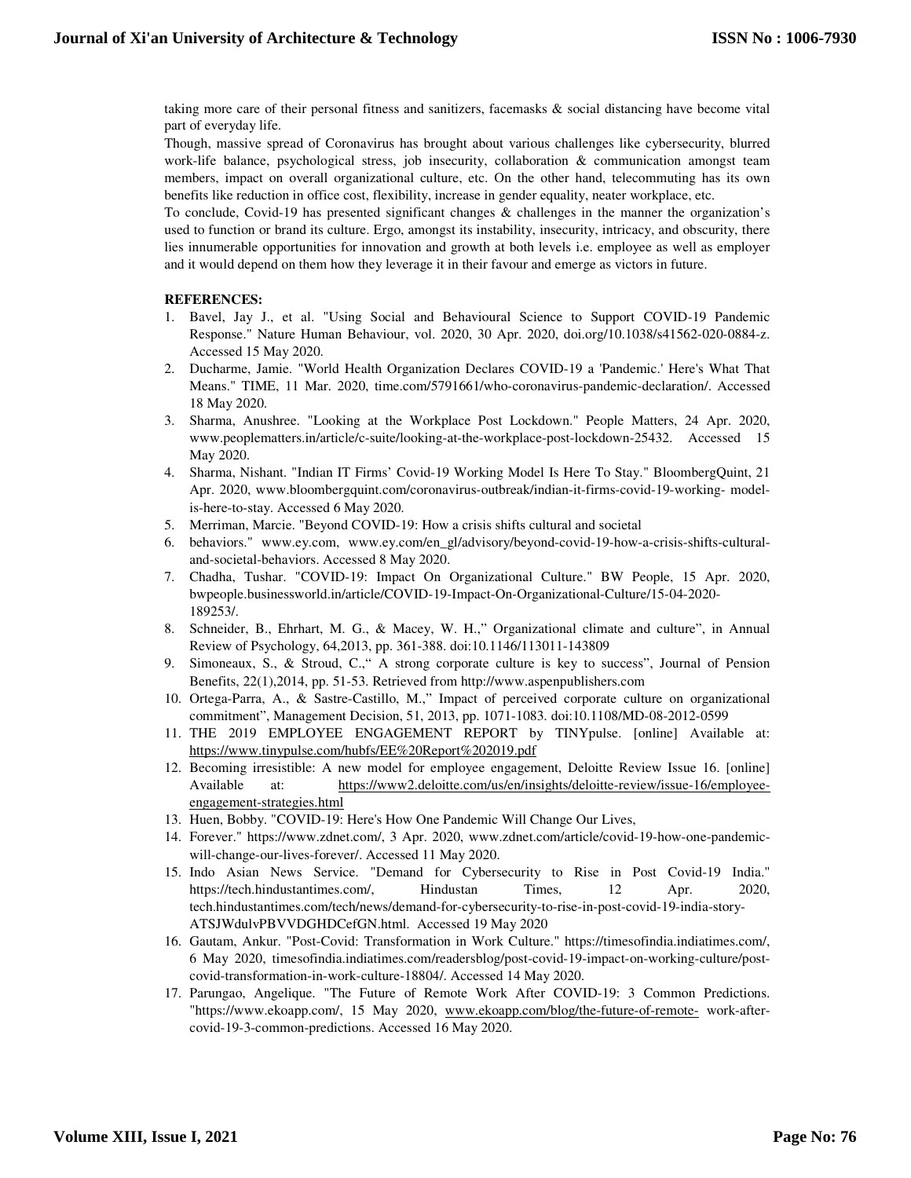taking more care of their personal fitness and sanitizers, facemasks & social distancing have become vital part of everyday life.

Though, massive spread of Coronavirus has brought about various challenges like cybersecurity, blurred work-life balance, psychological stress, job insecurity, collaboration & communication amongst team members, impact on overall organizational culture, etc. On the other hand, telecommuting has its own benefits like reduction in office cost, flexibility, increase in gender equality, neater workplace, etc.

To conclude, Covid-19 has presented significant changes & challenges in the manner the organization's used to function or brand its culture. Ergo, amongst its instability, insecurity, intricacy, and obscurity, there lies innumerable opportunities for innovation and growth at both levels i.e. employee as well as employer and it would depend on them how they leverage it in their favour and emerge as victors in future.

**REFERENCES:**

1. Bavel, Jay J., et al. "Using Social and Behavioural Science to Support COVID-19 Pandemic Response." Nature Human Behaviour, vol. 2020, 30 Apr. 2020, doi.org/10.1038/s41562-020-0884-z. Accessed 15 May 2020.
2. Ducharme, Jamie. "World Health Organization Declares COVID-19 a 'Pandemic.' Here's What That Means." TIME, 11 Mar. 2020, time.com/5791661/who-coronavirus-pandemic-declaration/. Accessed 18 May 2020.
3. Sharma, Anushree. "Looking at the Workplace Post Lockdown." People Matters, 24 Apr. 2020, www.peoplematters.in/article/c-suite/looking-at-the-workplace-post-lockdown-25432. Accessed 15 May 2020.
4. Sharma, Nishant. "Indian IT Firms' Covid-19 Working Model Is Here To Stay." BloombergQuint, 21 Apr. 2020, www.bloombergquint.com/coronavirus-outbreak/indian-it-firms-covid-19-working- model-is-here-to-stay. Accessed 6 May 2020.
5. Merriman, Marcie. "Beyond COVID-19: How a crisis shifts cultural and societal
6. behaviors." www.ey.com, www.ey.com/en_gl/advisory/beyond-covid-19-how-a-crisis-shifts-cultural-and-societal-behaviors. Accessed 8 May 2020.
7. Chadha, Tushar. "COVID-19: Impact On Organizational Culture." BW People, 15 Apr. 2020, bwpeople.businessworld.in/article/COVID-19-Impact-On-Organizational-Culture/15-04-2020-189253/.
8. Schneider, B., Ehrhart, M. G., & Macey, W. H.," Organizational climate and culture", in Annual Review of Psychology, 64,2013, pp. 361-388. doi:10.1146/113011-143809
9. Simoneaux, S., & Stroud, C.," A strong corporate culture is key to success", Journal of Pension Benefits, 22(1),2014, pp. 51-53. Retrieved from http://www.aspenpublishers.com
10. Ortega-Parra, A., & Sastre-Castillo, M.," Impact of perceived corporate culture on organizational commitment", Management Decision, 51, 2013, pp. 1071-1083. doi:10.1108/MD-08-2012-0599
11. THE 2019 EMPLOYEE ENGAGEMENT REPORT by TINYpulse. [online] Available at: https://www.tinypulse.com/hubfs/EE%20Report%202019.pdf
12. Becoming irresistible: A new model for employee engagement, Deloitte Review Issue 16. [online] Available at: https://www2.deloitte.com/us/en/insights/deloitte-review/issue-16/employee-engagement-strategies.html
13. Huen, Bobby. "COVID-19: Here's How One Pandemic Will Change Our Lives,
14. Forever." https://www.zdnet.com/, 3 Apr. 2020, www.zdnet.com/article/covid-19-how-one-pandemic-will-change-our-lives-forever/. Accessed 11 May 2020.
15. Indo Asian News Service. "Demand for Cybersecurity to Rise in Post Covid-19 India." https://tech.hindustantimes.com/, Hindustan Times, 12 Apr. 2020, tech.hindustantimes.com/tech/news/demand-for-cybersecurity-to-rise-in-post-covid-19-india-story-ATSJWdulvPBVVDGHDCefGN.html. Accessed 19 May 2020
16. Gautam, Ankur. "Post-Covid: Transformation in Work Culture." https://timesofindia.indiatimes.com/, 6 May 2020, timesofindia.indiatimes.com/readersblog/post-covid-19-impact-on-working-culture/post-covid-transformation-in-work-culture-18804/. Accessed 14 May 2020.
17. Parungao, Angelique. "The Future of Remote Work After COVID-19: 3 Common Predictions. "https://www.ekoapp.com/, 15 May 2020, www.ekoapp.com/blog/the-future-of-remote- work-after-covid-19-3-common-predictions. Accessed 16 May 2020.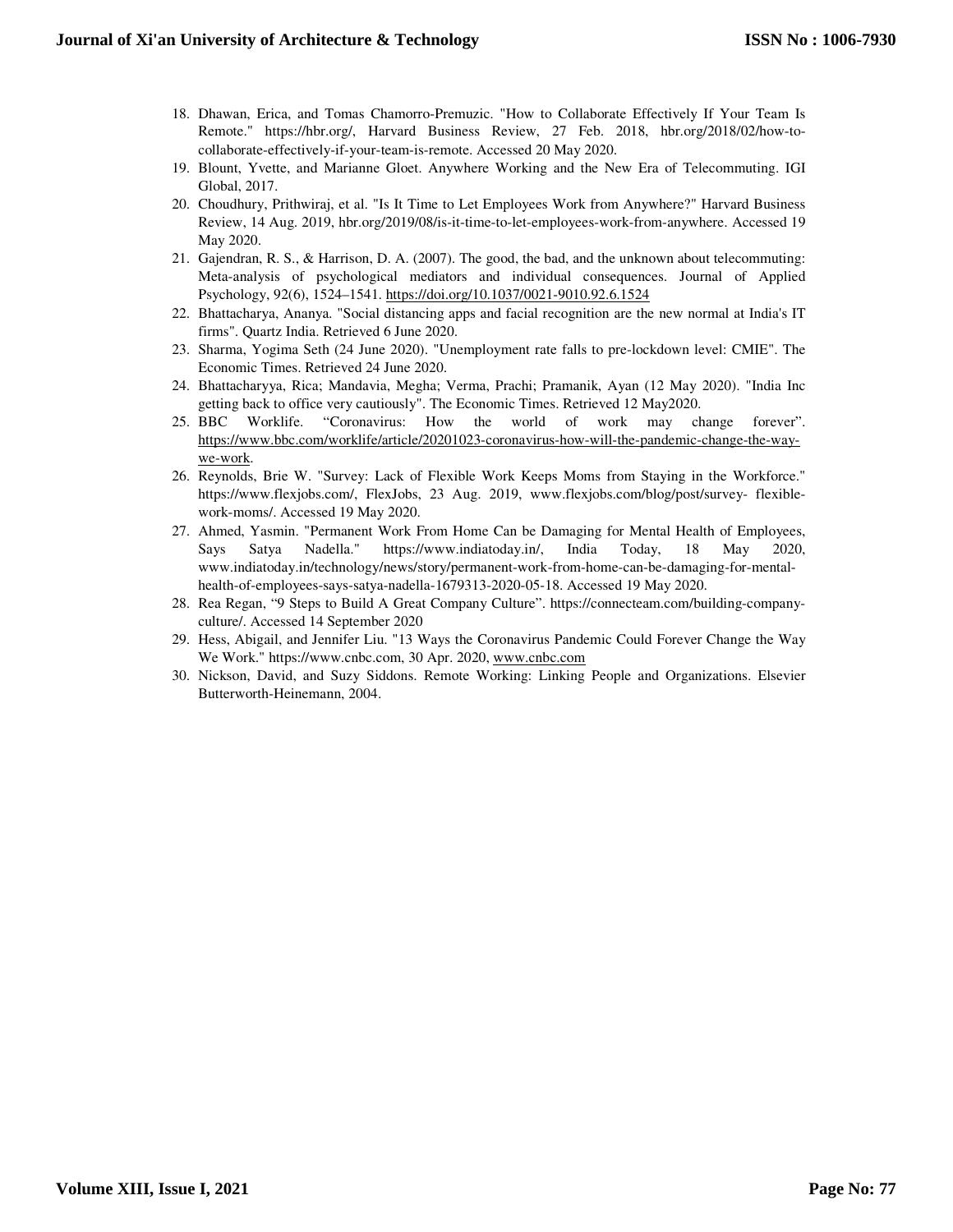18. Dhawan, Erica, and Tomas Chamorro-Premuzic. "How to Collaborate Effectively If Your Team Is Remote." https://hbr.org/, Harvard Business Review, 27 Feb. 2018, hbr.org/2018/02/how-to-collaborate-effectively-if-your-team-is-remote. Accessed 20 May 2020.
19. Blount, Yvette, and Marianne Gloet. Anywhere Working and the New Era of Telecommuting. IGI Global, 2017.
20. Choudhury, Prithwiraj, et al. "Is It Time to Let Employees Work from Anywhere?" Harvard Business Review, 14 Aug. 2019, hbr.org/2019/08/is-it-time-to-let-employees-work-from-anywhere. Accessed 19 May 2020.
21. Gajendran, R. S., & Harrison, D. A. (2007). The good, the bad, and the unknown about telecommuting: Meta-analysis of psychological mediators and individual consequences. Journal of Applied Psychology, 92(6), 1524–1541. https://doi.org/10.1037/0021-9010.92.6.1524
22. Bhattacharya, Ananya. "Social distancing apps and facial recognition are the new normal at India's IT firms". Quartz India. Retrieved 6 June 2020.
23. Sharma, Yogima Seth (24 June 2020). "Unemployment rate falls to pre-lockdown level: CMIE". The Economic Times. Retrieved 24 June 2020.
24. Bhattacharyya, Rica; Mandavia, Megha; Verma, Prachi; Pramanik, Ayan (12 May 2020). "India Inc getting back to office very cautiously". The Economic Times. Retrieved 12 May2020.
25. BBC Worklife. "Coronavirus: How the world of work may change forever". https://www.bbc.com/worklife/article/20201023-coronavirus-how-will-the-pandemic-change-the-way-we-work.
26. Reynolds, Brie W. "Survey: Lack of Flexible Work Keeps Moms from Staying in the Workforce." https://www.flexjobs.com/, FlexJobs, 23 Aug. 2019, www.flexjobs.com/blog/post/survey- flexible-work-moms/. Accessed 19 May 2020.
27. Ahmed, Yasmin. "Permanent Work From Home Can be Damaging for Mental Health of Employees, Says Satya Nadella." https://www.indiatoday.in/, India Today, 18 May 2020, www.indiatoday.in/technology/news/story/permanent-work-from-home-can-be-damaging-for-mental-health-of-employees-says-satya-nadella-1679313-2020-05-18. Accessed 19 May 2020.
28. Rea Regan, "9 Steps to Build A Great Company Culture". https://connecteam.com/building-company-culture/. Accessed 14 September 2020
29. Hess, Abigail, and Jennifer Liu. "13 Ways the Coronavirus Pandemic Could Forever Change the Way We Work." https://www.cnbc.com, 30 Apr. 2020, www.cnbc.com
30. Nickson, David, and Suzy Siddons. Remote Working: Linking People and Organizations. Elsevier Butterworth-Heinemann, 2004.